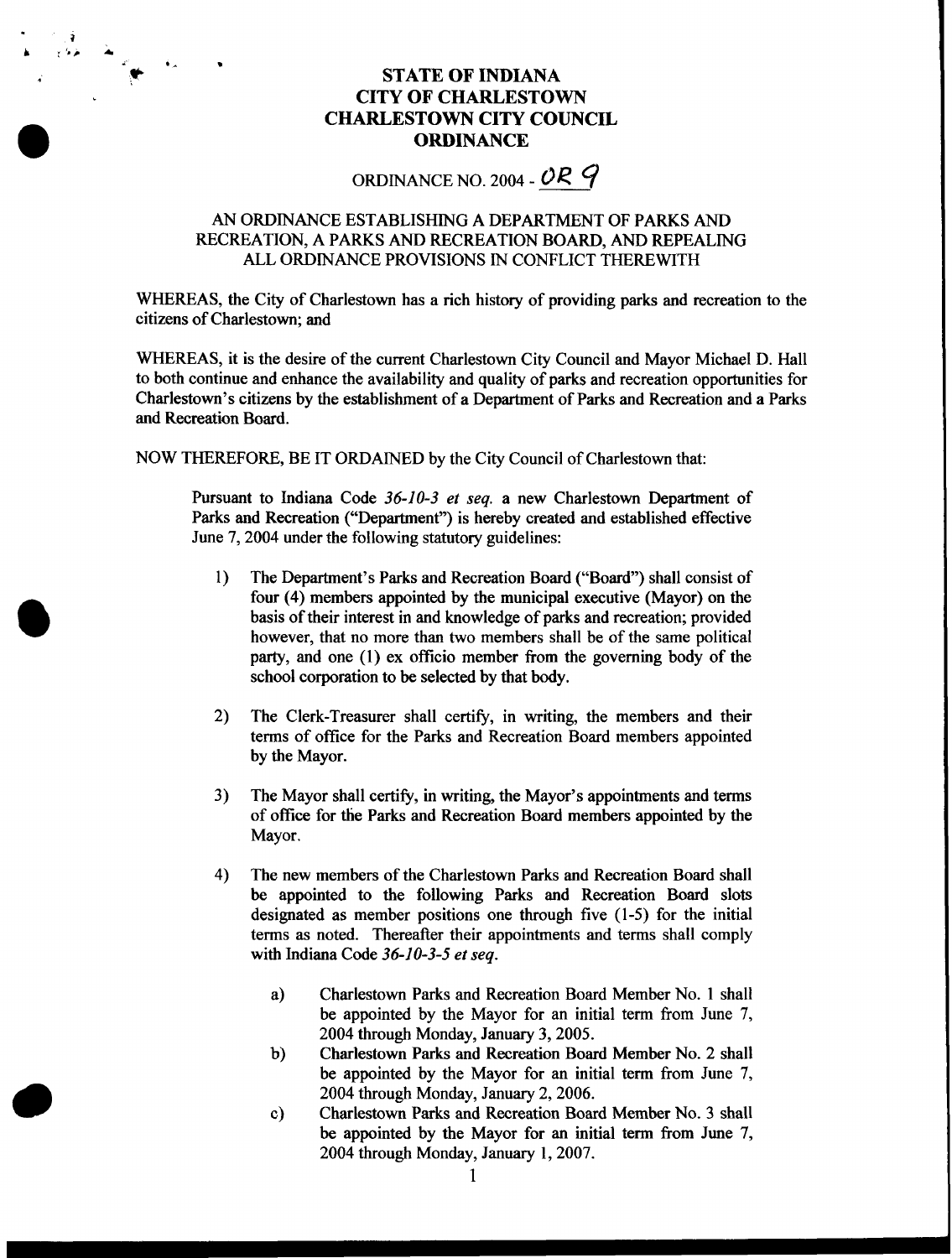# STATE OF INDIANA
# CITY OF CHARLESTOWN
# CHARLESTOWN CITY COUNCIL
# ORDINANCE

## ORDINANCE NO. 2004 - OR 9

## AN ORDINANCE ESTABLISHING A DEPARTMENT OF PARKS AND RECREATION, A PARKS AND RECREATION BOARD, AND REPEALING ALL ORDINANCE PROVISIONS IN CONFLICT THEREWITH

WHEREAS, the City of Charlestown has a rich history of providing parks and recreation to the citizens of Charlestown; and

WHEREAS, it is the desire of the current Charlestown City Council and Mayor Michael D. Hall to both continue and enhance the availability and quality of parks and recreation opportunities for Charlestown's citizens by the establishment of a Department of Parks and Recreation and a Parks and Recreation Board.

NOW THEREFORE, BE IT ORDAINED by the City Council of Charlestown that:

Pursuant to Indiana Code *36-10-3 et seq.* a new Charlestown Department of Parks and Recreation ("Department") is hereby created and established effective June 7, 2004 under the following statutory guidelines:

1) The Department's Parks and Recreation Board ("Board") shall consist of four (4) members appointed by the municipal executive (Mayor) on the basis of their interest in and knowledge of parks and recreation; provided however, that no more than two members shall be of the same political party, and one (1) ex officio member from the governing body of the school corporation to be selected by that body.

2) The Clerk-Treasurer shall certify, in writing, the members and their terms of office for the Parks and Recreation Board members appointed by the Mayor.

3) The Mayor shall certify, in writing, the Mayor's appointments and terms of office for the Parks and Recreation Board members appointed by the Mayor.

4) The new members of the Charlestown Parks and Recreation Board shall be appointed to the following Parks and Recreation Board slots designated as member positions one through five (1-5) for the initial terms as noted. Thereafter their appointments and terms shall comply with Indiana Code *36-10-3-5 et seq.*

   a) Charlestown Parks and Recreation Board Member No. 1 shall be appointed by the Mayor for an initial term from June 7, 2004 through Monday, January 3, 2005.

   b) Charlestown Parks and Recreation Board Member No. 2 shall be appointed by the Mayor for an initial term from June 7, 2004 through Monday, January 2, 2006.

   c) Charlestown Parks and Recreation Board Member No. 3 shall be appointed by the Mayor for an initial term from June 7, 2004 through Monday, January 1, 2007.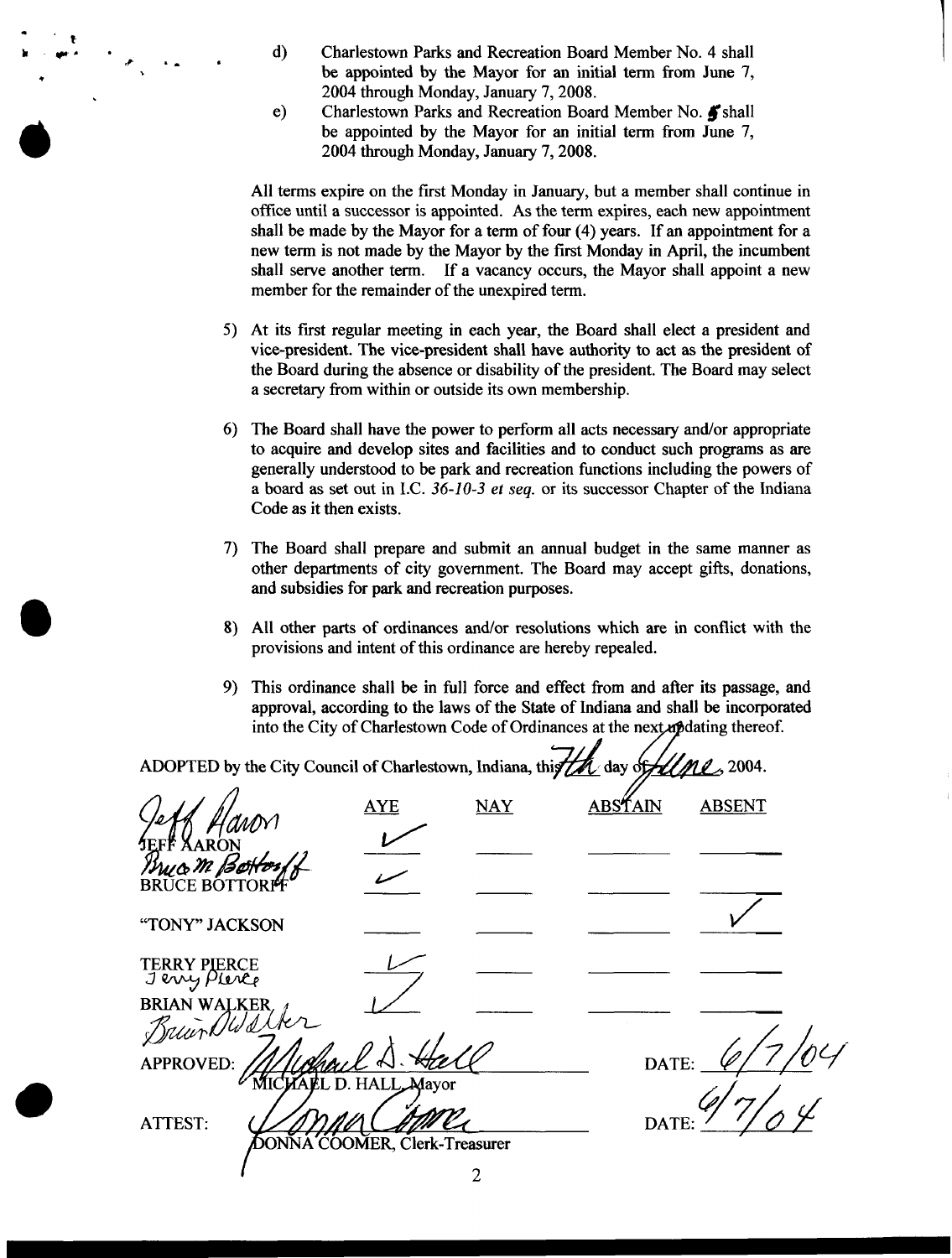d) Charlestown Parks and Recreation Board Member No. 4 shall be appointed by the Mayor for an initial term from June 7, 2004 through Monday, January 7, 2008.

e) Charlestown Parks and Recreation Board Member No. 5 shall be appointed by the Mayor for an initial term from June 7, 2004 through Monday, January 7, 2008.

All terms expire on the first Monday in January, but a member shall continue in office until a successor is appointed. As the term expires, each new appointment shall be made by the Mayor for a term of four (4) years. If an appointment for a new term is not made by the Mayor by the first Monday in April, the incumbent shall serve another term. If a vacancy occurs, the Mayor shall appoint a new member for the remainder of the unexpired term.

5) At its first regular meeting in each year, the Board shall elect a president and vice-president. The vice-president shall have authority to act as the president of the Board during the absence or disability of the president. The Board may select a secretary from within or outside its own membership.

6) The Board shall have the power to perform all acts necessary and/or appropriate to acquire and develop sites and facilities and to conduct such programs as are generally understood to be park and recreation functions including the powers of a board as set out in I.C. *36-10-3 et seq.* or its successor Chapter of the Indiana Code as it then exists.

7) The Board shall prepare and submit an annual budget in the same manner as other departments of city government. The Board may accept gifts, donations, and subsidies for park and recreation purposes.

8) All other parts of ordinances and/or resolutions which are in conflict with the provisions and intent of this ordinance are hereby repealed.

9) This ordinance shall be in full force and effect from and after its passage, and approval, according to the laws of the State of Indiana and shall be incorporated into the City of Charlestown Code of Ordinances at the next updating thereof.

ADOPTED by the City Council of Charlestown, Indiana, this 7th day of June, 2004.

| | AYE | NAY | ABSTAIN | ABSENT |
|---|---|---|---|---|
| JEFF AARON | ✓ | | | |
| BRUCE BOTTORFF | ✓ | | | |
| "TONY" JACKSON | | | | ✓ |
| TERRY PIERCE | ✓ | | | |
| BRIAN WALKER | ✓ | | | |

APPROVED: Michael D. Hall
MICHAEL D. HALL, Mayor
DATE: 6/7/04

ATTEST: Donna Coomer
DONNA COOMER, Clerk-Treasurer
DATE: 6/7/04